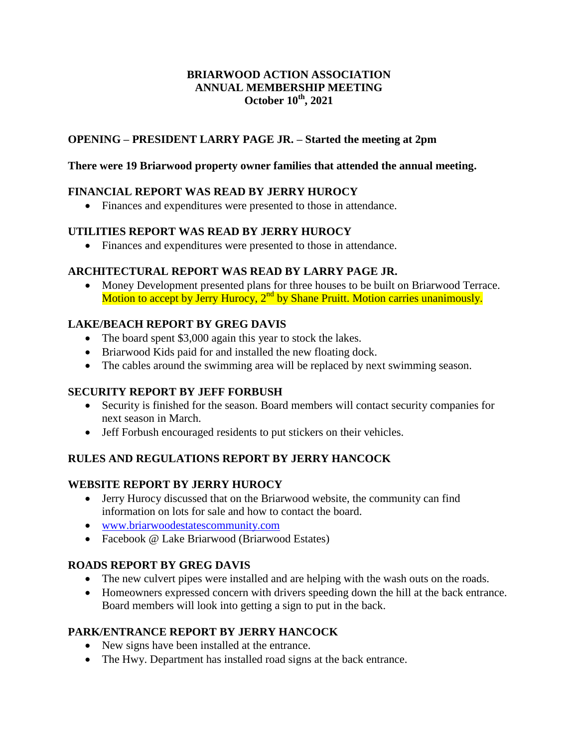**BRIARWOOD ACTION ASSOCIATION**
**ANNUAL MEMBERSHIP MEETING**
**October 10th, 2021**

**OPENING – PRESIDENT LARRY PAGE JR. – Started the meeting at 2pm**

**There were 19 Briarwood property owner families that attended the annual meeting.**

**FINANCIAL REPORT WAS READ BY JERRY HUROCY**

- Finances and expenditures were presented to those in attendance.

**UTILITIES REPORT WAS READ BY JERRY HUROCY**

- Finances and expenditures were presented to those in attendance.

**ARCHITECTURAL REPORT WAS READ BY LARRY PAGE JR.**

- Money Development presented plans for three houses to be built on Briarwood Terrace. Motion to accept by Jerry Hurocy, 2nd by Shane Pruitt. Motion carries unanimously.

**LAKE/BEACH REPORT BY GREG DAVIS**

- The board spent $3,000 again this year to stock the lakes.
- Briarwood Kids paid for and installed the new floating dock.
- The cables around the swimming area will be replaced by next swimming season.

**SECURITY REPORT BY JEFF FORBUSH**

- Security is finished for the season. Board members will contact security companies for next season in March.
- Jeff Forbush encouraged residents to put stickers on their vehicles.

**RULES AND REGULATIONS REPORT BY JERRY HANCOCK**

**WEBSITE REPORT BY JERRY HUROCY**

- Jerry Hurocy discussed that on the Briarwood website, the community can find information on lots for sale and how to contact the board.
- www.briarwoodestatescommunity.com
- Facebook @ Lake Briarwood (Briarwood Estates)

**ROADS REPORT BY GREG DAVIS**

- The new culvert pipes were installed and are helping with the wash outs on the roads.
- Homeowners expressed concern with drivers speeding down the hill at the back entrance. Board members will look into getting a sign to put in the back.

**PARK/ENTRANCE REPORT BY JERRY HANCOCK**

- New signs have been installed at the entrance.
- The Hwy. Department has installed road signs at the back entrance.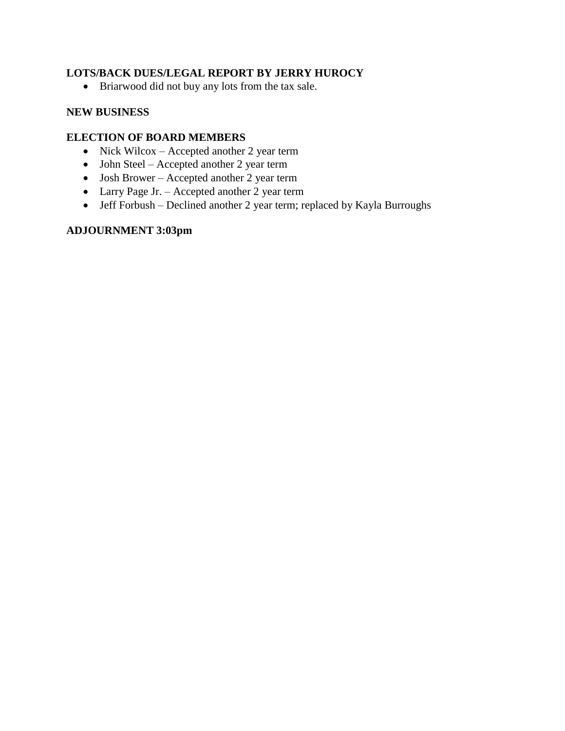**LOTS/BACK DUES/LEGAL REPORT BY JERRY HUROCY**

- Briarwood did not buy any lots from the tax sale.

**NEW BUSINESS**

**ELECTION OF BOARD MEMBERS**

- Nick Wilcox – Accepted another 2 year term
- John Steel – Accepted another 2 year term
- Josh Brower – Accepted another 2 year term
- Larry Page Jr. – Accepted another 2 year term
- Jeff Forbush – Declined another 2 year term; replaced by Kayla Burroughs

**ADJOURNMENT 3:03pm**